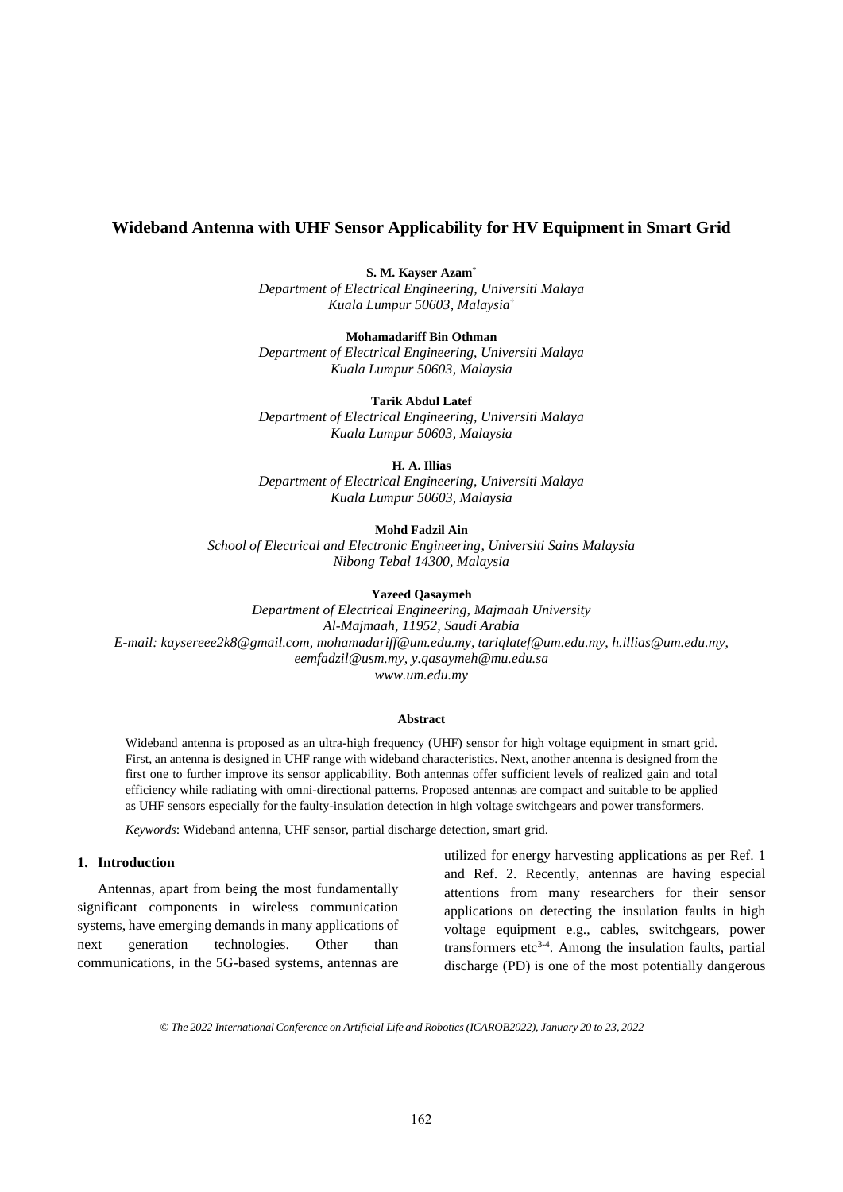# Wideband Antenna with UHF Sensor Applicability for HV Equipment in Smart Grid

**S. M. Kayser Azam***

*Department of Electrical Engineering, Universiti Malaya*
*Kuala Lumpur 50603, Malaysia*†

**Mohamadariff Bin Othman**

*Department of Electrical Engineering, Universiti Malaya*
*Kuala Lumpur 50603, Malaysia*

**Tarik Abdul Latef**

*Department of Electrical Engineering, Universiti Malaya*
*Kuala Lumpur 50603, Malaysia*

**H. A. Illias**

*Department of Electrical Engineering, Universiti Malaya*
*Kuala Lumpur 50603, Malaysia*

**Mohd Fadzil Ain**

*School of Electrical and Electronic Engineering, Universiti Sains Malaysia*
*Nibong Tebal 14300, Malaysia*

**Yazeed Qasaymeh**

*Department of Electrical Engineering, Majmaah University*
*Al-Majmaah, 11952, Saudi Arabia*
*E-mail: kaysereee2k8@gmail.com, mohamadariff@um.edu.my, tariqlatef@um.edu.my, h.illias@um.edu.my, eemfadzil@usm.my, y.qasaymeh@mu.edu.sa*
*www.um.edu.my*

### Abstract

Wideband antenna is proposed as an ultra-high frequency (UHF) sensor for high voltage equipment in smart grid. First, an antenna is designed in UHF range with wideband characteristics. Next, another antenna is designed from the first one to further improve its sensor applicability. Both antennas offer sufficient levels of realized gain and total efficiency while radiating with omni-directional patterns. Proposed antennas are compact and suitable to be applied as UHF sensors especially for the faulty-insulation detection in high voltage switchgears and power transformers.

*Keywords*: Wideband antenna, UHF sensor, partial discharge detection, smart grid.

## 1. Introduction

Antennas, apart from being the most fundamentally significant components in wireless communication systems, have emerging demands in many applications of next generation technologies. Other than communications, in the 5G-based systems, antennas are utilized for energy harvesting applications as per Ref. 1 and Ref. 2. Recently, antennas are having especial attentions from many researchers for their sensor applications on detecting the insulation faults in high voltage equipment e.g., cables, switchgears, power transformers etc[3-4]. Among the insulation faults, partial discharge (PD) is one of the most potentially dangerous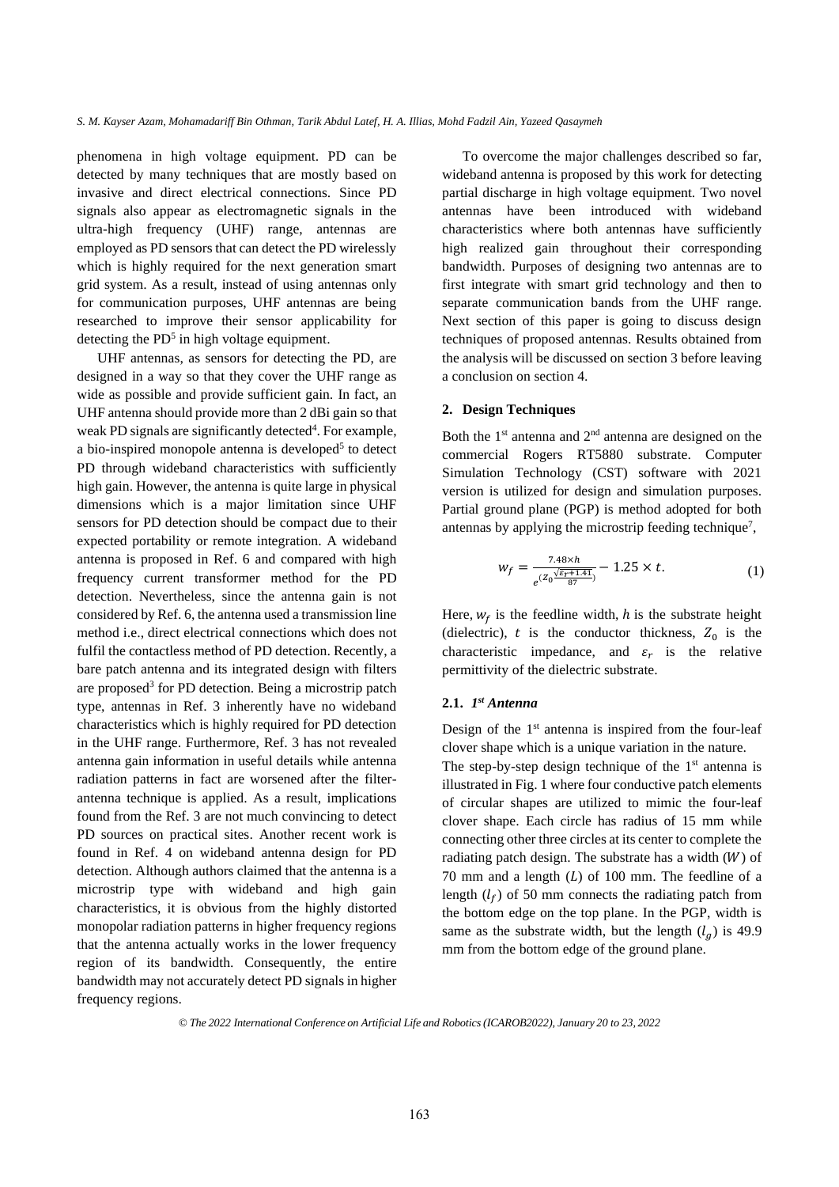phenomena in high voltage equipment. PD can be detected by many techniques that are mostly based on invasive and direct electrical connections. Since PD signals also appear as electromagnetic signals in the ultra-high frequency (UHF) range, antennas are employed as PD sensors that can detect the PD wirelessly which is highly required for the next generation smart grid system. As a result, instead of using antennas only for communication purposes, UHF antennas are being researched to improve their sensor applicability for detecting the PD[5] in high voltage equipment.

UHF antennas, as sensors for detecting the PD, are designed in a way so that they cover the UHF range as wide as possible and provide sufficient gain. In fact, an UHF antenna should provide more than 2 dBi gain so that weak PD signals are significantly detected[4]. For example, a bio-inspired monopole antenna is developed[5] to detect PD through wideband characteristics with sufficiently high gain. However, the antenna is quite large in physical dimensions which is a major limitation since UHF sensors for PD detection should be compact due to their expected portability or remote integration. A wideband antenna is proposed in Ref. 6 and compared with high frequency current transformer method for the PD detection. Nevertheless, since the antenna gain is not considered by Ref. 6, the antenna used a transmission line method i.e., direct electrical connections which does not fulfil the contactless method of PD detection. Recently, a bare patch antenna and its integrated design with filters are proposed[3] for PD detection. Being a microstrip patch type, antennas in Ref. 3 inherently have no wideband characteristics which is highly required for PD detection in the UHF range. Furthermore, Ref. 3 has not revealed antenna gain information in useful details while antenna radiation patterns in fact are worsened after the filter-antenna technique is applied. As a result, implications found from the Ref. 3 are not much convincing to detect PD sources on practical sites. Another recent work is found in Ref. 4 on wideband antenna design for PD detection. Although authors claimed that the antenna is a microstrip type with wideband and high gain characteristics, it is obvious from the highly distorted monopolar radiation patterns in higher frequency regions that the antenna actually works in the lower frequency region of its bandwidth. Consequently, the entire bandwidth may not accurately detect PD signals in higher frequency regions.

To overcome the major challenges described so far, wideband antenna is proposed by this work for detecting partial discharge in high voltage equipment. Two novel antennas have been introduced with wideband characteristics where both antennas have sufficiently high realized gain throughout their corresponding bandwidth. Purposes of designing two antennas are to first integrate with smart grid technology and then to separate communication bands from the UHF range. Next section of this paper is going to discuss design techniques of proposed antennas. Results obtained from the analysis will be discussed on section 3 before leaving a conclusion on section 4.

## 2. Design Techniques

Both the 1st antenna and 2nd antenna are designed on the commercial Rogers RT5880 substrate. Computer Simulation Technology (CST) software with 2021 version is utilized for design and simulation purposes. Partial ground plane (PGP) is method adopted for both antennas by applying the microstrip feeding technique[7],

$$w_f = \frac{7.48 \times h}{e^{\left(Z_0 \frac{\sqrt{\varepsilon_r + 1.41}}{87}\right)}} - 1.25 \times t. \tag{1}$$

Here, $w_f$ is the feedline width, $h$ is the substrate height (dielectric), $t$ is the conductor thickness, $Z_0$ is the characteristic impedance, and $\varepsilon_r$ is the relative permittivity of the dielectric substrate.

### 2.1. *1st Antenna*

Design of the 1st antenna is inspired from the four-leaf clover shape which is a unique variation in the nature.

The step-by-step design technique of the 1st antenna is illustrated in Fig. 1 where four conductive patch elements of circular shapes are utilized to mimic the four-leaf clover shape. Each circle has radius of 15 mm while connecting other three circles at its center to complete the radiating patch design. The substrate has a width ($W$) of 70 mm and a length ($L$) of 100 mm. The feedline of a length ($l_f$) of 50 mm connects the radiating patch from the bottom edge on the top plane. In the PGP, width is same as the substrate width, but the length ($l_g$) is 49.9 mm from the bottom edge of the ground plane.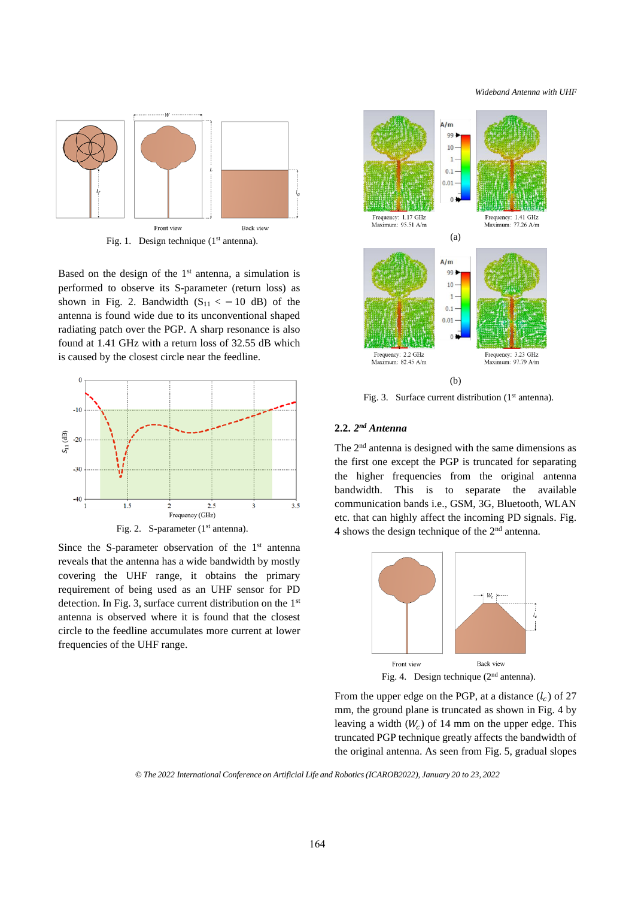Fig. 1. Design technique (1st antenna).

Based on the design of the 1st antenna, a simulation is performed to observe its S-parameter (return loss) as shown in Fig. 2. Bandwidth ($S_{11} < -10$ dB) of the antenna is found wide due to its unconventional shaped radiating patch over the PGP. A sharp resonance is also found at 1.41 GHz with a return loss of 32.55 dB which is caused by the closest circle near the feedline.

Fig. 2. S-parameter (1st antenna).

Since the S-parameter observation of the 1st antenna reveals that the antenna has a wide bandwidth by mostly covering the UHF range, it obtains the primary requirement of being used as an UHF sensor for PD detection. In Fig. 3, surface current distribution on the 1st antenna is observed where it is found that the closest circle to the feedline accumulates more current at lower frequencies of the UHF range.

Fig. 3. Surface current distribution (1st antenna).

### 2.2. 2nd Antenna

The 2nd antenna is designed with the same dimensions as the first one except the PGP is truncated for separating the higher frequencies from the original antenna bandwidth. This is to separate the available communication bands i.e., GSM, 3G, Bluetooth, WLAN etc. that can highly affect the incoming PD signals. Fig. 4 shows the design technique of the 2nd antenna.

Fig. 4. Design technique (2nd antenna).

From the upper edge on the PGP, at a distance ($l_c$) of 27 mm, the ground plane is truncated as shown in Fig. 4 by leaving a width ($W_c$) of 14 mm on the upper edge. This truncated PGP technique greatly affects the bandwidth of the original antenna. As seen from Fig. 5, gradual slopes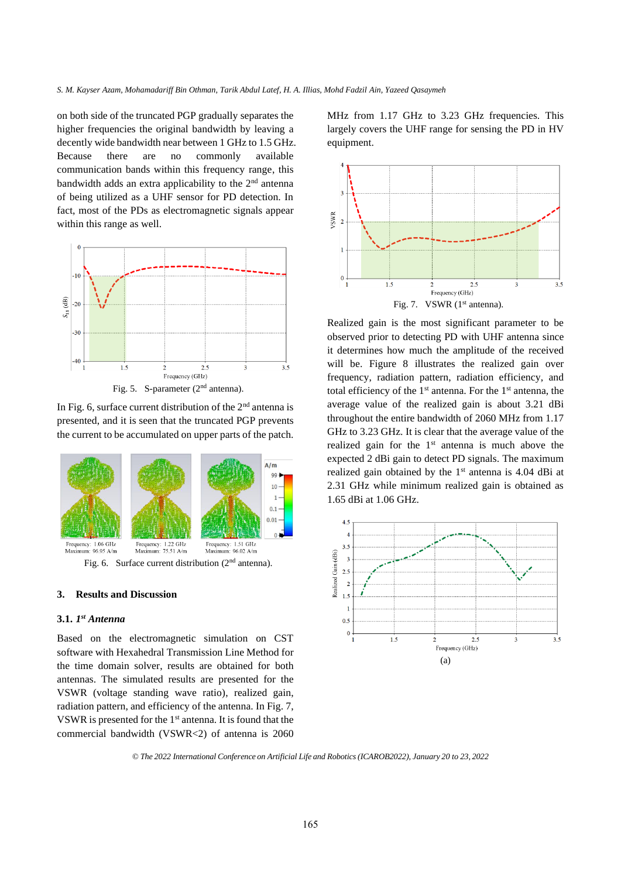on both side of the truncated PGP gradually separates the higher frequencies the original bandwidth by leaving a decently wide bandwidth near between 1 GHz to 1.5 GHz. Because there are no commonly available communication bands within this frequency range, this bandwidth adds an extra applicability to the 2nd antenna of being utilized as a UHF sensor for PD detection. In fact, most of the PDs as electromagnetic signals appear within this range as well.

Fig. 5. S-parameter (2nd antenna).

In Fig. 6, surface current distribution of the 2nd antenna is presented, and it is seen that the truncated PGP prevents the current to be accumulated on upper parts of the patch.

Fig. 6. Surface current distribution (2nd antenna).

## 3. Results and Discussion

### 3.1. *1st Antenna*

Based on the electromagnetic simulation on CST software with Hexahedral Transmission Line Method for the time domain solver, results are obtained for both antennas. The simulated results are presented for the VSWR (voltage standing wave ratio), realized gain, radiation pattern, and efficiency of the antenna. In Fig. 7, VSWR is presented for the 1st antenna. It is found that the commercial bandwidth (VSWR<2) of antenna is 2060 MHz from 1.17 GHz to 3.23 GHz frequencies. This largely covers the UHF range for sensing the PD in HV equipment.

Fig. 7. VSWR (1st antenna).

Realized gain is the most significant parameter to be observed prior to detecting PD with UHF antenna since it determines how much the amplitude of the received will be. Figure 8 illustrates the realized gain over frequency, radiation pattern, radiation efficiency, and total efficiency of the 1st antenna. For the 1st antenna, the average value of the realized gain is about 3.21 dBi throughout the entire bandwidth of 2060 MHz from 1.17 GHz to 3.23 GHz. It is clear that the average value of the realized gain for the 1st antenna is much above the expected 2 dBi gain to detect PD signals. The maximum realized gain obtained by the 1st antenna is 4.04 dBi at 2.31 GHz while minimum realized gain is obtained as 1.65 dBi at 1.06 GHz.

(a)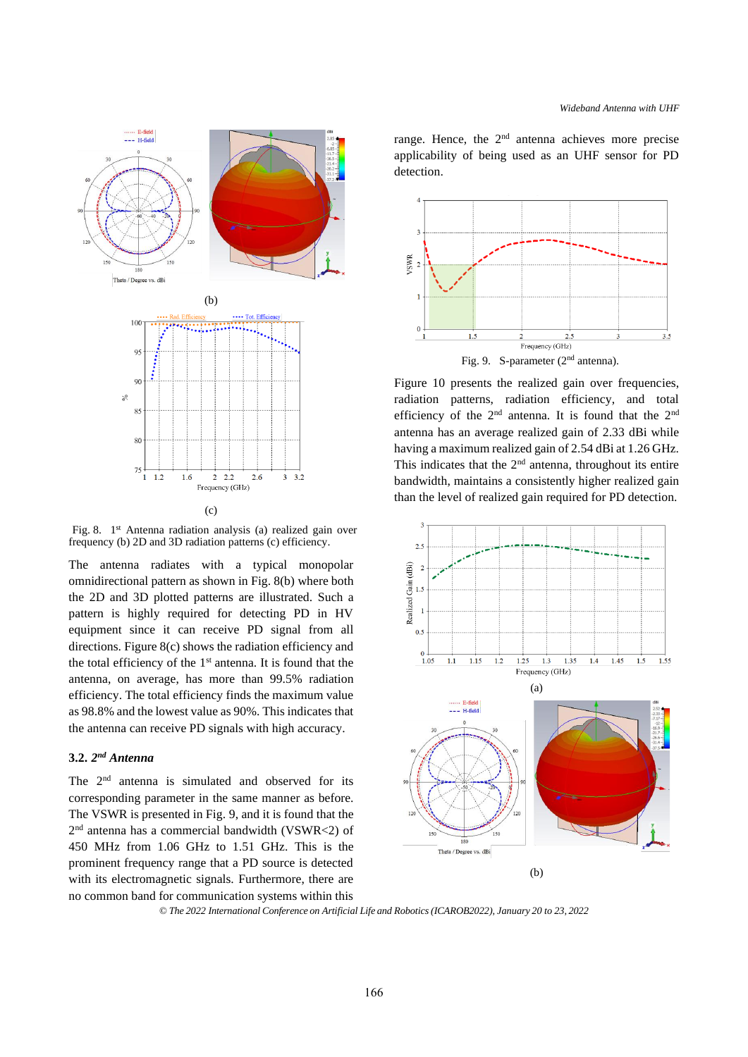(b)

(c)

Fig. 8. 1st Antenna radiation analysis (a) realized gain over frequency (b) 2D and 3D radiation patterns (c) efficiency.

The antenna radiates with a typical monopolar omnidirectional pattern as shown in Fig. 8(b) where both the 2D and 3D plotted patterns are illustrated. Such a pattern is highly required for detecting PD in HV equipment since it can receive PD signal from all directions. Figure 8(c) shows the radiation efficiency and the total efficiency of the 1st antenna. It is found that the antenna, on average, has more than 99.5% radiation efficiency. The total efficiency finds the maximum value as 98.8% and the lowest value as 90%. This indicates that the antenna can receive PD signals with high accuracy.

### 3.2. *2nd Antenna*

The 2nd antenna is simulated and observed for its corresponding parameter in the same manner as before. The VSWR is presented in Fig. 9, and it is found that the 2nd antenna has a commercial bandwidth (VSWR<2) of 450 MHz from 1.06 GHz to 1.51 GHz. This is the prominent frequency range that a PD source is detected with its electromagnetic signals. Furthermore, there are no common band for communication systems within this range. Hence, the 2nd antenna achieves more precise applicability of being used as an UHF sensor for PD detection.

Fig. 9. S-parameter (2nd antenna).

Figure 10 presents the realized gain over frequencies, radiation patterns, radiation efficiency, and total efficiency of the 2nd antenna. It is found that the 2nd antenna has an average realized gain of 2.33 dBi while having a maximum realized gain of 2.54 dBi at 1.26 GHz. This indicates that the 2nd antenna, throughout its entire bandwidth, maintains a consistently higher realized gain than the level of realized gain required for PD detection.

(a)

(b)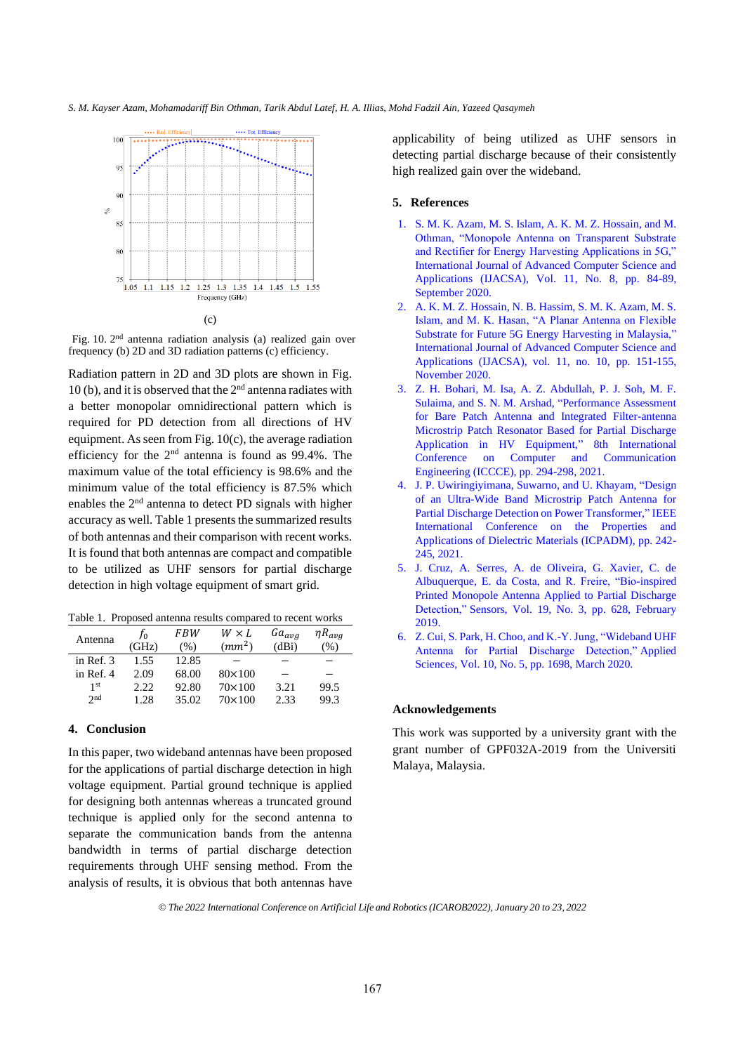(c)

Fig. 10. 2nd antenna radiation analysis (a) realized gain over frequency (b) 2D and 3D radiation patterns (c) efficiency.

Radiation pattern in 2D and 3D plots are shown in Fig. 10 (b), and it is observed that the 2nd antenna radiates with a better monopolar omnidirectional pattern which is required for PD detection from all directions of HV equipment. As seen from Fig. 10(c), the average radiation efficiency for the 2nd antenna is found as 99.4%. The maximum value of the total efficiency is 98.6% and the minimum value of the total efficiency is 87.5% which enables the 2nd antenna to detect PD signals with higher accuracy as well. Table 1 presents the summarized results of both antennas and their comparison with recent works. It is found that both antennas are compact and compatible to be utilized as UHF sensors for partial discharge detection in high voltage equipment of smart grid.

Table 1. Proposed antenna results compared to recent works

| Antenna | $f_0$ (GHz) | $FBW$ (%) | $W \times L$ ($mm^2$) | $Ga_{avg}$ (dBi) | $\eta R_{avg}$ (%) |
|---|---|---|---|---|---|
| in Ref. 3 | 1.55 | 12.85 | – | – | – |
| in Ref. 4 | 2.09 | 68.00 | 80×100 | – | – |
| 1st | 2.22 | 92.80 | 70×100 | 3.21 | 99.5 |
| 2nd | 1.28 | 35.02 | 70×100 | 2.33 | 99.3 |

## 4. Conclusion

In this paper, two wideband antennas have been proposed for the applications of partial discharge detection in high voltage equipment. Partial ground technique is applied for designing both antennas whereas a truncated ground technique is applied only for the second antenna to separate the communication bands from the antenna bandwidth in terms of partial discharge detection requirements through UHF sensing method. From the analysis of results, it is obvious that both antennas have applicability of being utilized as UHF sensors in detecting partial discharge because of their consistently high realized gain over the wideband.

## 5. References

1. S. M. K. Azam, M. S. Islam, A. K. M. Z. Hossain, and M. Othman, "Monopole Antenna on Transparent Substrate and Rectifier for Energy Harvesting Applications in 5G," International Journal of Advanced Computer Science and Applications (IJACSA), Vol. 11, No. 8, pp. 84-89, September 2020.
2. A. K. M. Z. Hossain, N. B. Hassim, S. M. K. Azam, M. S. Islam, and M. K. Hasan, "A Planar Antenna on Flexible Substrate for Future 5G Energy Harvesting in Malaysia," International Journal of Advanced Computer Science and Applications (IJACSA), vol. 11, no. 10, pp. 151-155, November 2020.
3. Z. H. Bohari, M. Isa, A. Z. Abdullah, P. J. Soh, M. F. Sulaima, and S. N. M. Arshad, "Performance Assessment for Bare Patch Antenna and Integrated Filter-antenna Microstrip Patch Resonator Based for Partial Discharge Application in HV Equipment," 8th International Conference on Computer and Communication Engineering (ICCCE), pp. 294-298, 2021.
4. J. P. Uwiringiyimana, Suwarno, and U. Khayam, "Design of an Ultra-Wide Band Microstrip Patch Antenna for Partial Discharge Detection on Power Transformer," IEEE International Conference on the Properties and Applications of Dielectric Materials (ICPADM), pp. 242-245, 2021.
5. J. Cruz, A. Serres, A. de Oliveira, G. Xavier, C. de Albuquerque, E. da Costa, and R. Freire, "Bio-inspired Printed Monopole Antenna Applied to Partial Discharge Detection," Sensors, Vol. 19, No. 3, pp. 628, February 2019.
6. Z. Cui, S. Park, H. Choo, and K.-Y. Jung, "Wideband UHF Antenna for Partial Discharge Detection," Applied Sciences, Vol. 10, No. 5, pp. 1698, March 2020.

### Acknowledgements

This work was supported by a university grant with the grant number of GPF032A-2019 from the Universiti Malaya, Malaysia.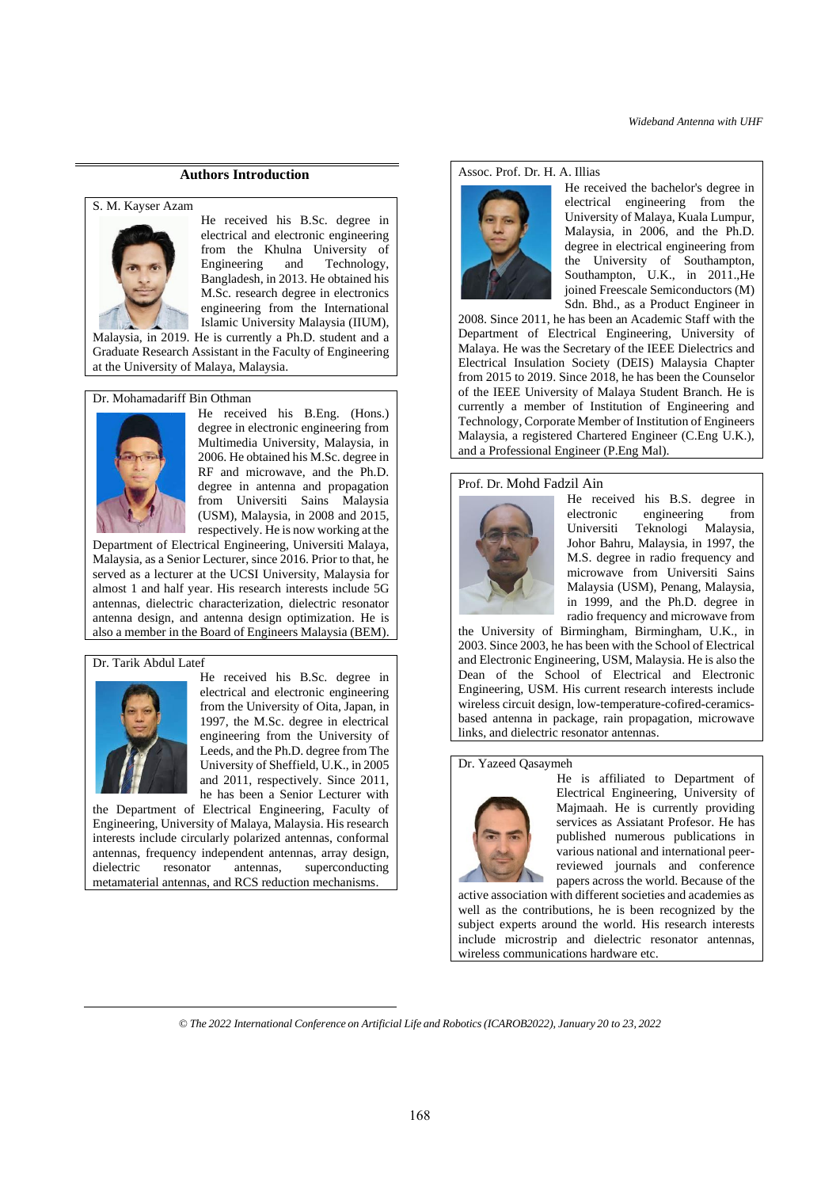## Authors Introduction

S. M. Kayser Azam

He received his B.Sc. degree in electrical and electronic engineering from the Khulna University of Engineering and Technology, Bangladesh, in 2013. He obtained his M.Sc. research degree in electronics engineering from the International Islamic University Malaysia (IIUM), Malaysia, in 2019. He is currently a Ph.D. student and a Graduate Research Assistant in the Faculty of Engineering at the University of Malaya, Malaysia.

Dr. Mohamadariff Bin Othman

He received his B.Eng. (Hons.) degree in electronic engineering from Multimedia University, Malaysia, in 2006. He obtained his M.Sc. degree in RF and microwave, and the Ph.D. degree in antenna and propagation from Universiti Sains Malaysia (USM), Malaysia, in 2008 and 2015, respectively. He is now working at the Department of Electrical Engineering, Universiti Malaya, Malaysia, as a Senior Lecturer, since 2016. Prior to that, he served as a lecturer at the UCSI University, Malaysia for almost 1 and half year. His research interests include 5G antennas, dielectric characterization, dielectric resonator antenna design, and antenna design optimization. He is also a member in the Board of Engineers Malaysia (BEM).

Dr. Tarik Abdul Latef

He received his B.Sc. degree in electrical and electronic engineering from the University of Oita, Japan, in 1997, the M.Sc. degree in electrical engineering from the University of Leeds, and the Ph.D. degree from The University of Sheffield, U.K., in 2005 and 2011, respectively. Since 2011, he has been a Senior Lecturer with the Department of Electrical Engineering, Faculty of Engineering, University of Malaya, Malaysia. His research interests include circularly polarized antennas, conformal antennas, frequency independent antennas, array design, dielectric resonator antennas, superconducting metamaterial antennas, and RCS reduction mechanisms.

Assoc. Prof. Dr. H. A. Illias

He received the bachelor's degree in electrical engineering from the University of Malaya, Kuala Lumpur, Malaysia, in 2006, and the Ph.D. degree in electrical engineering from the University of Southampton, Southampton, U.K., in 2011.,He joined Freescale Semiconductors (M) Sdn. Bhd., as a Product Engineer in 2008. Since 2011, he has been an Academic Staff with the Department of Electrical Engineering, University of Malaya. He was the Secretary of the IEEE Dielectrics and Electrical Insulation Society (DEIS) Malaysia Chapter from 2015 to 2019. Since 2018, he has been the Counselor of the IEEE University of Malaya Student Branch. He is currently a member of Institution of Engineering and Technology, Corporate Member of Institution of Engineers Malaysia, a registered Chartered Engineer (C.Eng U.K.), and a Professional Engineer (P.Eng Mal).

Prof. Dr. Mohd Fadzil Ain

He received his B.S. degree in electronic engineering from Universiti Teknologi Malaysia, Johor Bahru, Malaysia, in 1997, the M.S. degree in radio frequency and microwave from Universiti Sains Malaysia (USM), Penang, Malaysia, in 1999, and the Ph.D. degree in radio frequency and microwave from the University of Birmingham, Birmingham, U.K., in 2003. Since 2003, he has been with the School of Electrical and Electronic Engineering, USM, Malaysia. He is also the Dean of the School of Electrical and Electronic Engineering, USM. His current research interests include wireless circuit design, low-temperature-cofired-ceramics-based antenna in package, rain propagation, microwave links, and dielectric resonator antennas.

Dr. Yazeed Qasaymeh

He is affiliated to Department of Electrical Engineering, University of Majmaah. He is currently providing services as Assiatant Profesor. He has published numerous publications in various national and international peer-reviewed journals and conference papers across the world. Because of the active association with different societies and academies as well as the contributions, he is been recognized by the subject experts around the world. His research interests include microstrip and dielectric resonator antennas, wireless communications hardware etc.